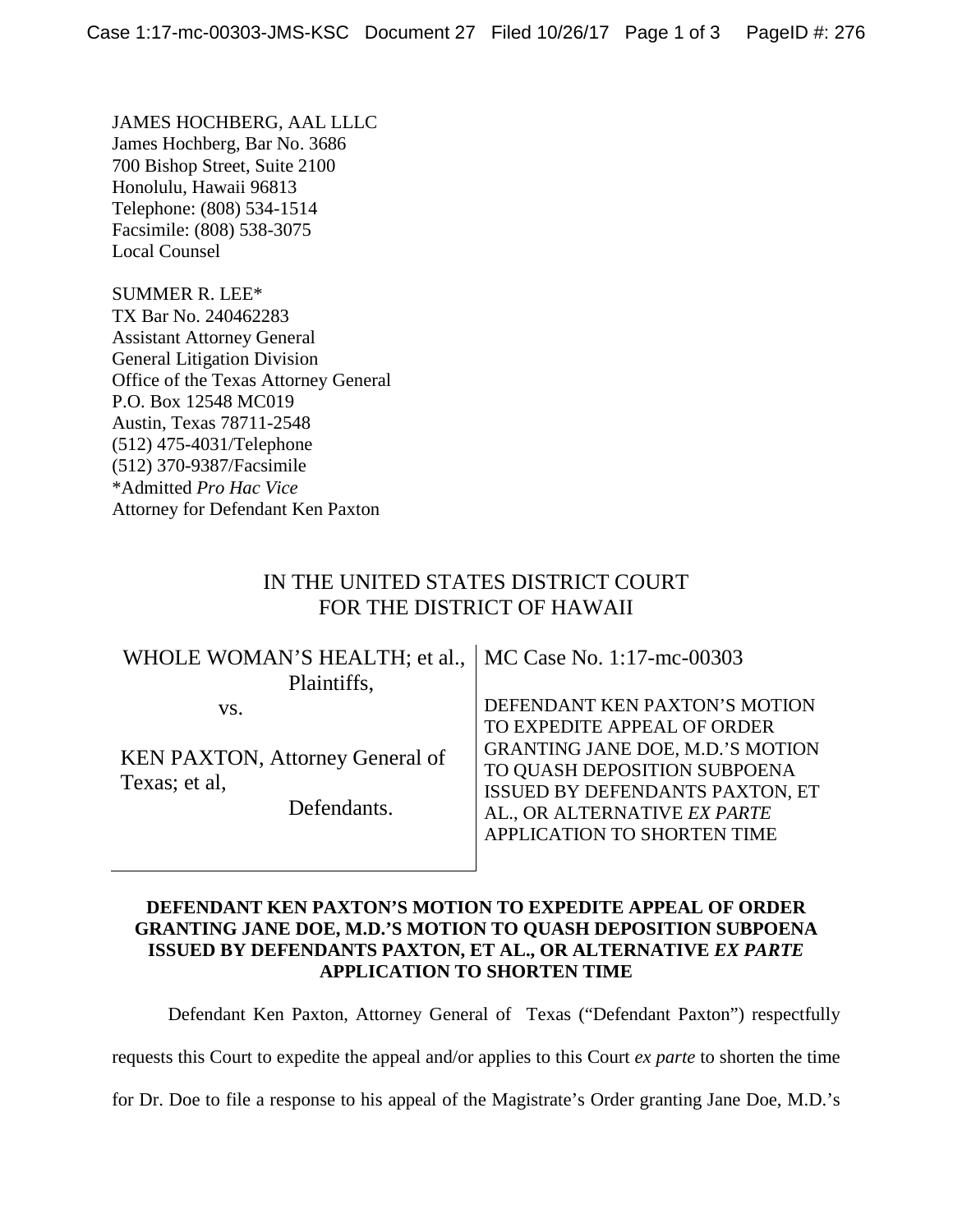JAMES HOCHBERG, AAL LLLC
James Hochberg, Bar No. 3686
700 Bishop Street, Suite 2100
Honolulu, Hawaii 96813
Telephone: (808) 534-1514
Facsimile: (808) 538-3075
Local Counsel

SUMMER R. LEE*
TX Bar No. 240462283
Assistant Attorney General
General Litigation Division
Office of the Texas Attorney General
P.O. Box 12548 MC019
Austin, Texas 78711-2548
(512) 475-4031/Telephone
(512) 370-9387/Facsimile
*Admitted *Pro Hac Vice*
Attorney for Defendant Ken Paxton

IN THE UNITED STATES DISTRICT COURT
FOR THE DISTRICT OF HAWAII

| | |
|---|---|
| WHOLE WOMAN'S HEALTH; et al., Plaintiffs,<br><br>vs.<br><br>KEN PAXTON, Attorney General of Texas; et al,<br>Defendants. | MC Case No. 1:17-mc-00303<br><br>DEFENDANT KEN PAXTON'S MOTION TO EXPEDITE APPEAL OF ORDER GRANTING JANE DOE, M.D.'S MOTION TO QUASH DEPOSITION SUBPOENA ISSUED BY DEFENDANTS PAXTON, ET AL., OR ALTERNATIVE *EX PARTE* APPLICATION TO SHORTEN TIME |

**DEFENDANT KEN PAXTON'S MOTION TO EXPEDITE APPEAL OF ORDER GRANTING JANE DOE, M.D.'S MOTION TO QUASH DEPOSITION SUBPOENA ISSUED BY DEFENDANTS PAXTON, ET AL., OR ALTERNATIVE *EX PARTE* APPLICATION TO SHORTEN TIME**

Defendant Ken Paxton, Attorney General of Texas ("Defendant Paxton") respectfully requests this Court to expedite the appeal and/or applies to this Court *ex parte* to shorten the time for Dr. Doe to file a response to his appeal of the Magistrate's Order granting Jane Doe, M.D.'s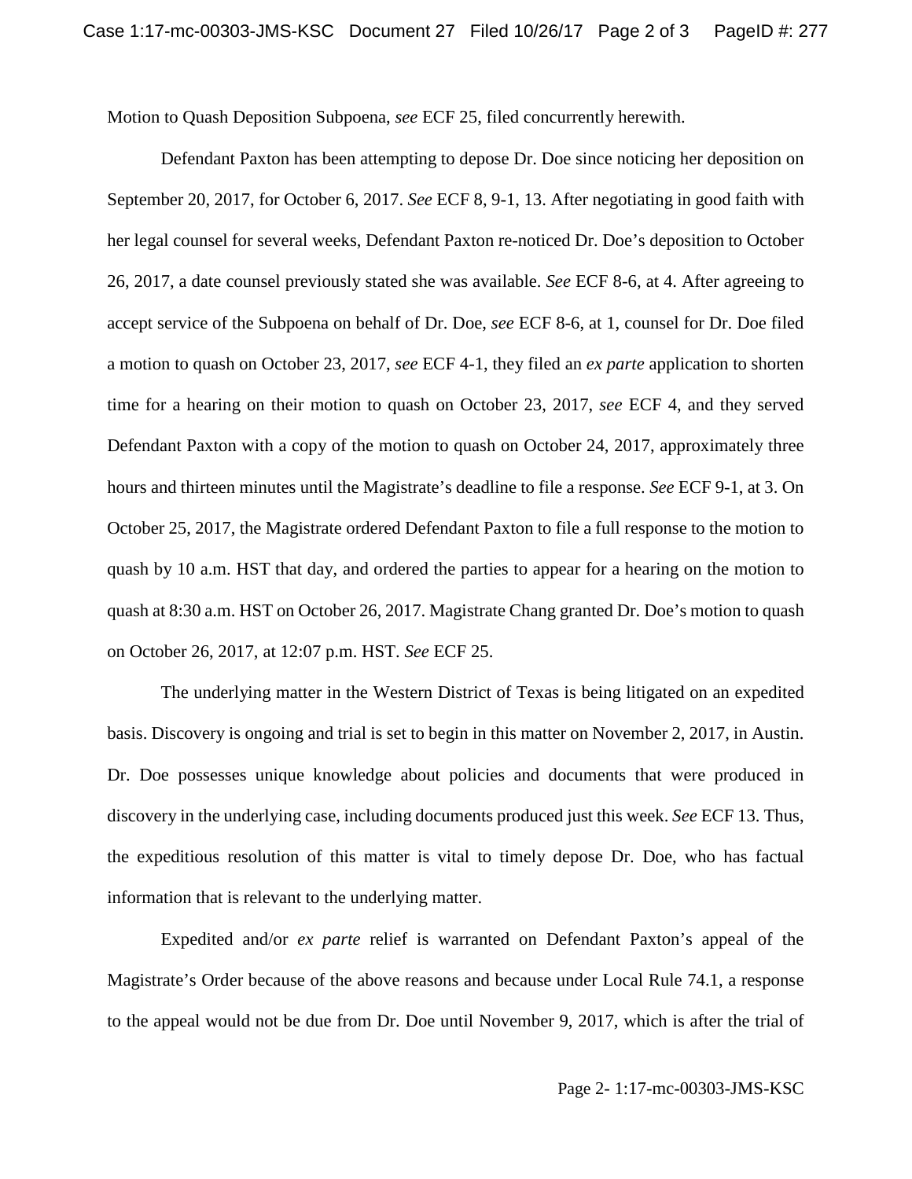Motion to Quash Deposition Subpoena, *see* ECF 25, filed concurrently herewith.

Defendant Paxton has been attempting to depose Dr. Doe since noticing her deposition on September 20, 2017, for October 6, 2017. *See* ECF 8, 9-1, 13. After negotiating in good faith with her legal counsel for several weeks, Defendant Paxton re-noticed Dr. Doe's deposition to October 26, 2017, a date counsel previously stated she was available. *See* ECF 8-6, at 4. After agreeing to accept service of the Subpoena on behalf of Dr. Doe, *see* ECF 8-6, at 1, counsel for Dr. Doe filed a motion to quash on October 23, 2017, *see* ECF 4-1, they filed an *ex parte* application to shorten time for a hearing on their motion to quash on October 23, 2017, *see* ECF 4, and they served Defendant Paxton with a copy of the motion to quash on October 24, 2017, approximately three hours and thirteen minutes until the Magistrate's deadline to file a response. *See* ECF 9-1, at 3. On October 25, 2017, the Magistrate ordered Defendant Paxton to file a full response to the motion to quash by 10 a.m. HST that day, and ordered the parties to appear for a hearing on the motion to quash at 8:30 a.m. HST on October 26, 2017. Magistrate Chang granted Dr. Doe's motion to quash on October 26, 2017, at 12:07 p.m. HST. *See* ECF 25.

The underlying matter in the Western District of Texas is being litigated on an expedited basis. Discovery is ongoing and trial is set to begin in this matter on November 2, 2017, in Austin. Dr. Doe possesses unique knowledge about policies and documents that were produced in discovery in the underlying case, including documents produced just this week. *See* ECF 13. Thus, the expeditious resolution of this matter is vital to timely depose Dr. Doe, who has factual information that is relevant to the underlying matter.

Expedited and/or *ex parte* relief is warranted on Defendant Paxton's appeal of the Magistrate's Order because of the above reasons and because under Local Rule 74.1, a response to the appeal would not be due from Dr. Doe until November 9, 2017, which is after the trial of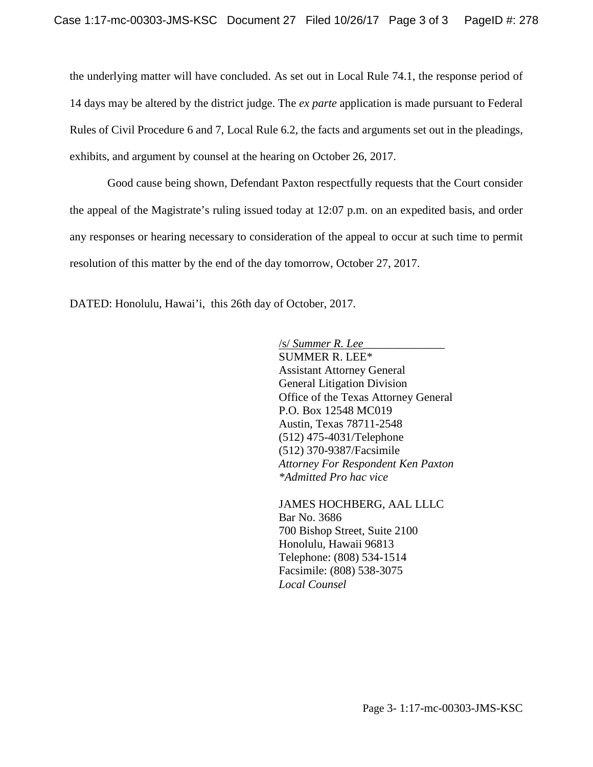the underlying matter will have concluded. As set out in Local Rule 74.1, the response period of 14 days may be altered by the district judge. The *ex parte* application is made pursuant to Federal Rules of Civil Procedure 6 and 7, Local Rule 6.2, the facts and arguments set out in the pleadings, exhibits, and argument by counsel at the hearing on October 26, 2017.

Good cause being shown, Defendant Paxton respectfully requests that the Court consider the appeal of the Magistrate's ruling issued today at 12:07 p.m. on an expedited basis, and order any responses or hearing necessary to consideration of the appeal to occur at such time to permit resolution of this matter by the end of the day tomorrow, October 27, 2017.

DATED: Honolulu, Hawai'i, this 26th day of October, 2017.

/s/ *Summer R. Lee*
SUMMER R. LEE*
Assistant Attorney General
General Litigation Division
Office of the Texas Attorney General
P.O. Box 12548 MC019
Austin, Texas 78711-2548
(512) 475-4031/Telephone
(512) 370-9387/Facsimile
*Attorney For Respondent Ken Paxton*
*\*Admitted Pro hac vice*

JAMES HOCHBERG, AAL LLLC
Bar No. 3686
700 Bishop Street, Suite 2100
Honolulu, Hawaii 96813
Telephone: (808) 534-1514
Facsimile: (808) 538-3075
*Local Counsel*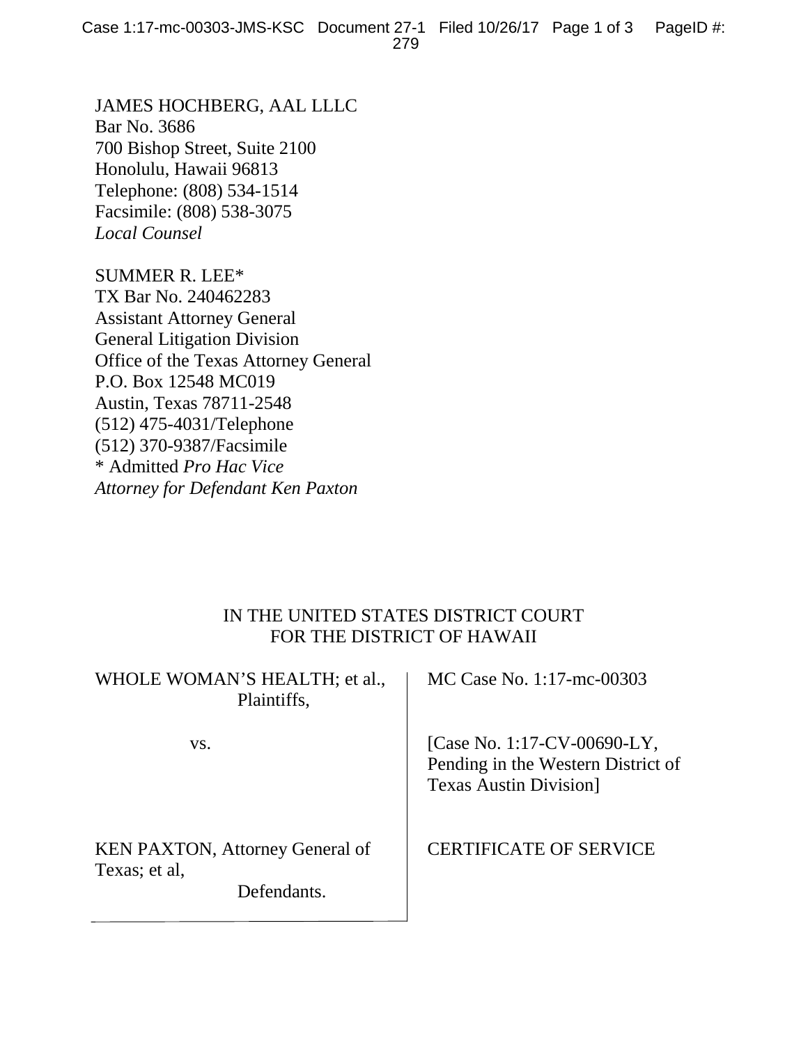JAMES HOCHBERG, AAL LLLC
Bar No. 3686
700 Bishop Street, Suite 2100
Honolulu, Hawaii 96813
Telephone: (808) 534-1514
Facsimile: (808) 538-3075
*Local Counsel*

SUMMER R. LEE*
TX Bar No. 240462283
Assistant Attorney General
General Litigation Division
Office of the Texas Attorney General
P.O. Box 12548 MC019
Austin, Texas 78711-2548
(512) 475-4031/Telephone
(512) 370-9387/Facsimile
\* Admitted *Pro Hac Vice*
*Attorney for Defendant Ken Paxton*

IN THE UNITED STATES DISTRICT COURT
FOR THE DISTRICT OF HAWAII

| | |
|---|---|
| WHOLE WOMAN'S HEALTH; et al., Plaintiffs, | MC Case No. 1:17-mc-00303 |
| vs. | [Case No. 1:17-CV-00690-LY, Pending in the Western District of Texas Austin Division] |
| KEN PAXTON, Attorney General of Texas; et al, Defendants. | CERTIFICATE OF SERVICE |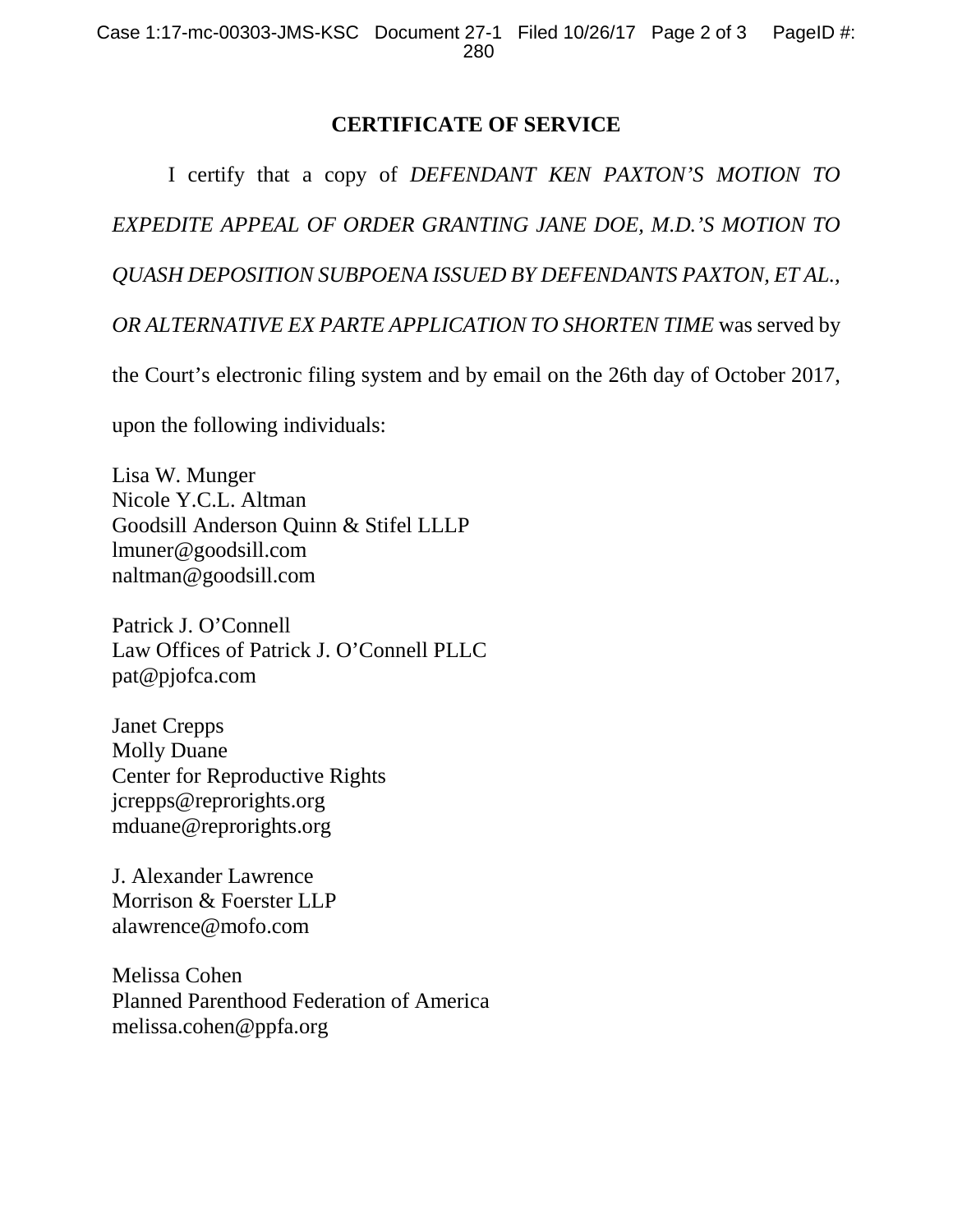## CERTIFICATE OF SERVICE

I certify that a copy of *DEFENDANT KEN PAXTON'S MOTION TO EXPEDITE APPEAL OF ORDER GRANTING JANE DOE, M.D.'S MOTION TO QUASH DEPOSITION SUBPOENA ISSUED BY DEFENDANTS PAXTON, ET AL., OR ALTERNATIVE EX PARTE APPLICATION TO SHORTEN TIME* was served by the Court's electronic filing system and by email on the 26th day of October 2017, upon the following individuals:

Lisa W. Munger
Nicole Y.C.L. Altman
Goodsill Anderson Quinn & Stifel LLLP
lmuner@goodsill.com
naltman@goodsill.com

Patrick J. O'Connell
Law Offices of Patrick J. O'Connell PLLC
pat@pjofca.com

Janet Crepps
Molly Duane
Center for Reproductive Rights
jcrepps@reprorights.org
mduane@reprorights.org

J. Alexander Lawrence
Morrison & Foerster LLP
alawrence@mofo.com

Melissa Cohen
Planned Parenthood Federation of America
melissa.cohen@ppfa.org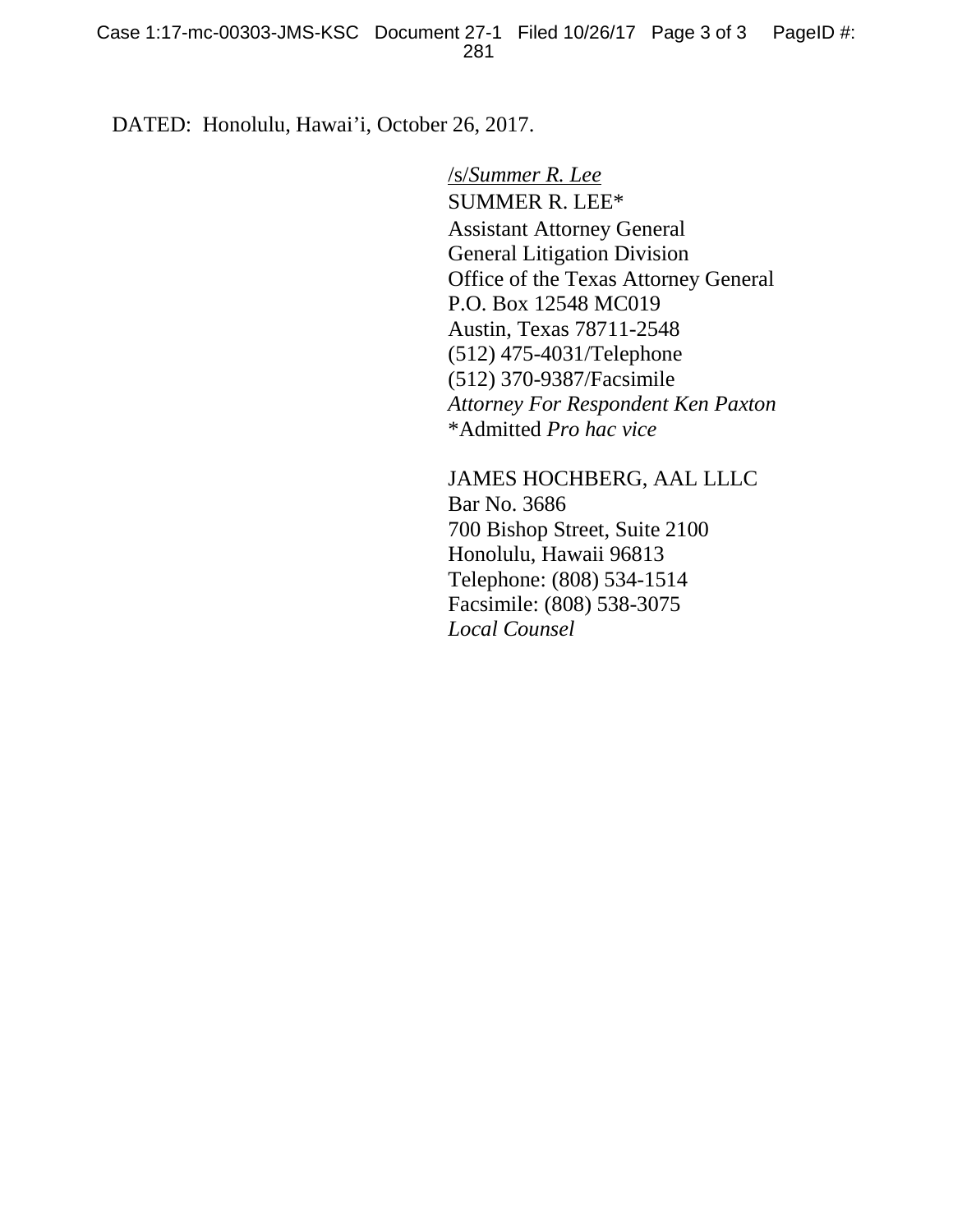DATED: Honolulu, Hawai'i, October 26, 2017.

/s/*Summer R. Lee*
SUMMER R. LEE*
Assistant Attorney General
General Litigation Division
Office of the Texas Attorney General
P.O. Box 12548 MC019
Austin, Texas 78711-2548
(512) 475-4031/Telephone
(512) 370-9387/Facsimile
*Attorney For Respondent Ken Paxton*
*Admitted *Pro hac vice*

JAMES HOCHBERG, AAL LLLC
Bar No. 3686
700 Bishop Street, Suite 2100
Honolulu, Hawaii 96813
Telephone: (808) 534-1514
Facsimile: (808) 538-3075
*Local Counsel*